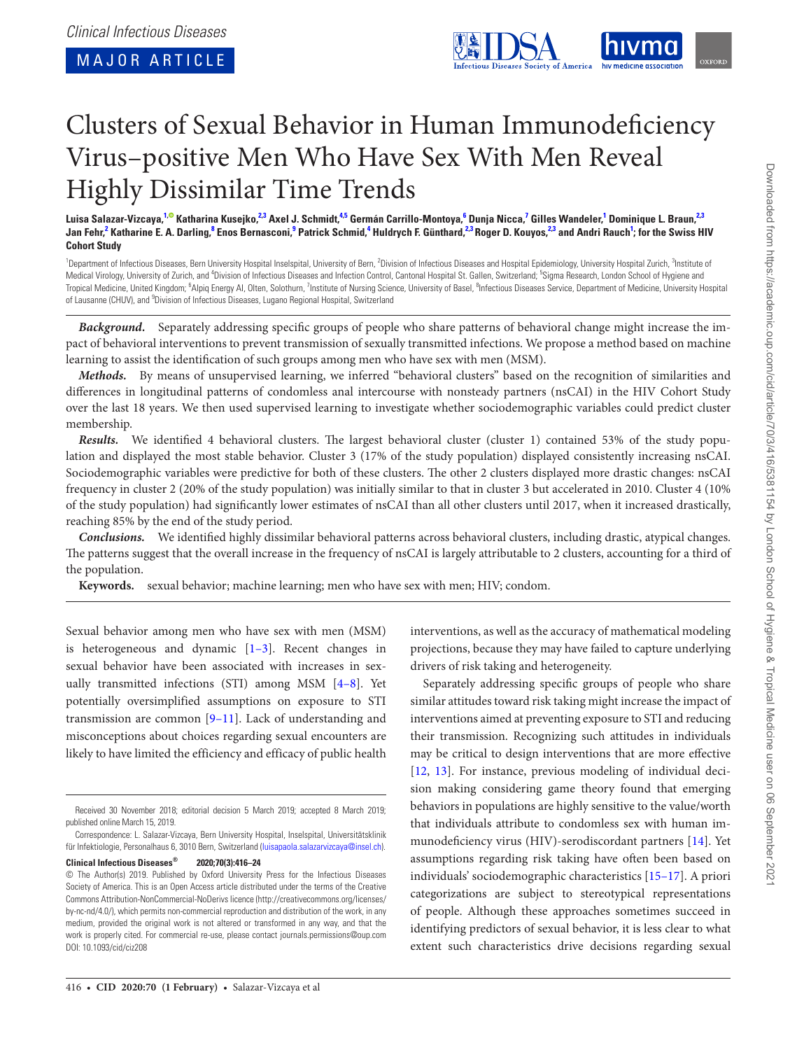Clinical Infectious Diseases

MAJOR ARTICLE

# Clusters of Sexual Behavior in Human Immunodeficiency Virus–positive Men Who Have Sex With Men Reveal Highly Dissimilar Time Trends

**Luisa Salazar-Vizcaya,[1] Katharina Kusejko,[2,3] Axel J. Schmidt,[4,5] Germán Carrillo-Montoya,[6] Dunja Nicca,[7] Gilles Wandeler,[1] Dominique L. Braun,[2,3] Jan Fehr,[2] Katharine E. A. Darling,[8] Enos Bernasconi,[9] Patrick Schmid,[4] Huldrych F. Günthard,[2,3] Roger D. Kouyos,[2,3] and Andri Rauch[1]; for the Swiss HIV Cohort Study**

[1]Department of Infectious Diseases, Bern University Hospital Inselspital, University of Bern, [2]Division of Infectious Diseases and Hospital Epidemiology, University Hospital Zurich, [3]Institute of Medical Virology, University of Zurich, and [4]Division of Infectious Diseases and Infection Control, Cantonal Hospital St. Gallen, Switzerland; [5]Sigma Research, London School of Hygiene and Tropical Medicine, United Kingdom; [6]Alpiq Energy AI, Olten, Solothurn, [7]Institute of Nursing Science, University of Basel, [8]Infectious Diseases Service, Department of Medicine, University Hospital of Lausanne (CHUV), and [9]Division of Infectious Diseases, Lugano Regional Hospital, Switzerland

***Background.*** Separately addressing specific groups of people who share patterns of behavioral change might increase the impact of behavioral interventions to prevent transmission of sexually transmitted infections. We propose a method based on machine learning to assist the identification of such groups among men who have sex with men (MSM).

***Methods.*** By means of unsupervised learning, we inferred "behavioral clusters" based on the recognition of similarities and differences in longitudinal patterns of condomless anal intercourse with nonsteady partners (nsCAI) in the HIV Cohort Study over the last 18 years. We then used supervised learning to investigate whether sociodemographic variables could predict cluster membership.

***Results.*** We identified 4 behavioral clusters. The largest behavioral cluster (cluster 1) contained 53% of the study population and displayed the most stable behavior. Cluster 3 (17% of the study population) displayed consistently increasing nsCAI. Sociodemographic variables were predictive for both of these clusters. The other 2 clusters displayed more drastic changes: nsCAI frequency in cluster 2 (20% of the study population) was initially similar to that in cluster 3 but accelerated in 2010. Cluster 4 (10% of the study population) had significantly lower estimates of nsCAI than all other clusters until 2017, when it increased drastically, reaching 85% by the end of the study period.

***Conclusions.*** We identified highly dissimilar behavioral patterns across behavioral clusters, including drastic, atypical changes. The patterns suggest that the overall increase in the frequency of nsCAI is largely attributable to 2 clusters, accounting for a third of the population.

**Keywords.** sexual behavior; machine learning; men who have sex with men; HIV; condom.

Sexual behavior among men who have sex with men (MSM) is heterogeneous and dynamic [1–3]. Recent changes in sexual behavior have been associated with increases in sexually transmitted infections (STI) among MSM [4–8]. Yet potentially oversimplified assumptions on exposure to STI transmission are common [9–11]. Lack of understanding and misconceptions about choices regarding sexual encounters are likely to have limited the efficiency and efficacy of public health interventions, as well as the accuracy of mathematical modeling projections, because they may have failed to capture underlying drivers of risk taking and heterogeneity.

Separately addressing specific groups of people who share similar attitudes toward risk taking might increase the impact of interventions aimed at preventing exposure to STI and reducing their transmission. Recognizing such attitudes in individuals may be critical to design interventions that are more effective [12, 13]. For instance, previous modeling of individual decision making considering game theory found that emerging behaviors in populations are highly sensitive to the value/worth that individuals attribute to condomless sex with human immunodeficiency virus (HIV)-serodiscordant partners [14]. Yet assumptions regarding risk taking have often been based on individuals' sociodemographic characteristics [15–17]. A priori categorizations are subject to stereotypical representations of people. Although these approaches sometimes succeed in identifying predictors of sexual behavior, it is less clear to what extent such characteristics drive decisions regarding sexual

Received 30 November 2018; editorial decision 5 March 2019; accepted 8 March 2019; published online March 15, 2019.

Correspondence: L. Salazar-Vizcaya, Bern University Hospital, Inselspital, Universitätsklinik für Infektiologie, Personalhaus 6, 3010 Bern, Switzerland (luisapaola.salazarvizcaya@insel.ch).

**Clinical Infectious Diseases®** 2020;70(3):416–24

© The Author(s) 2019. Published by Oxford University Press for the Infectious Diseases Society of America. This is an Open Access article distributed under the terms of the Creative Commons Attribution-NonCommercial-NoDerivs licence (http://creativecommons.org/licenses/by-nc-nd/4.0/), which permits non-commercial reproduction and distribution of the work, in any medium, provided the original work is not altered or transformed in any way, and that the work is properly cited. For commercial re-use, please contact journals.permissions@oup.com
DOI: 10.1093/cid/ciz208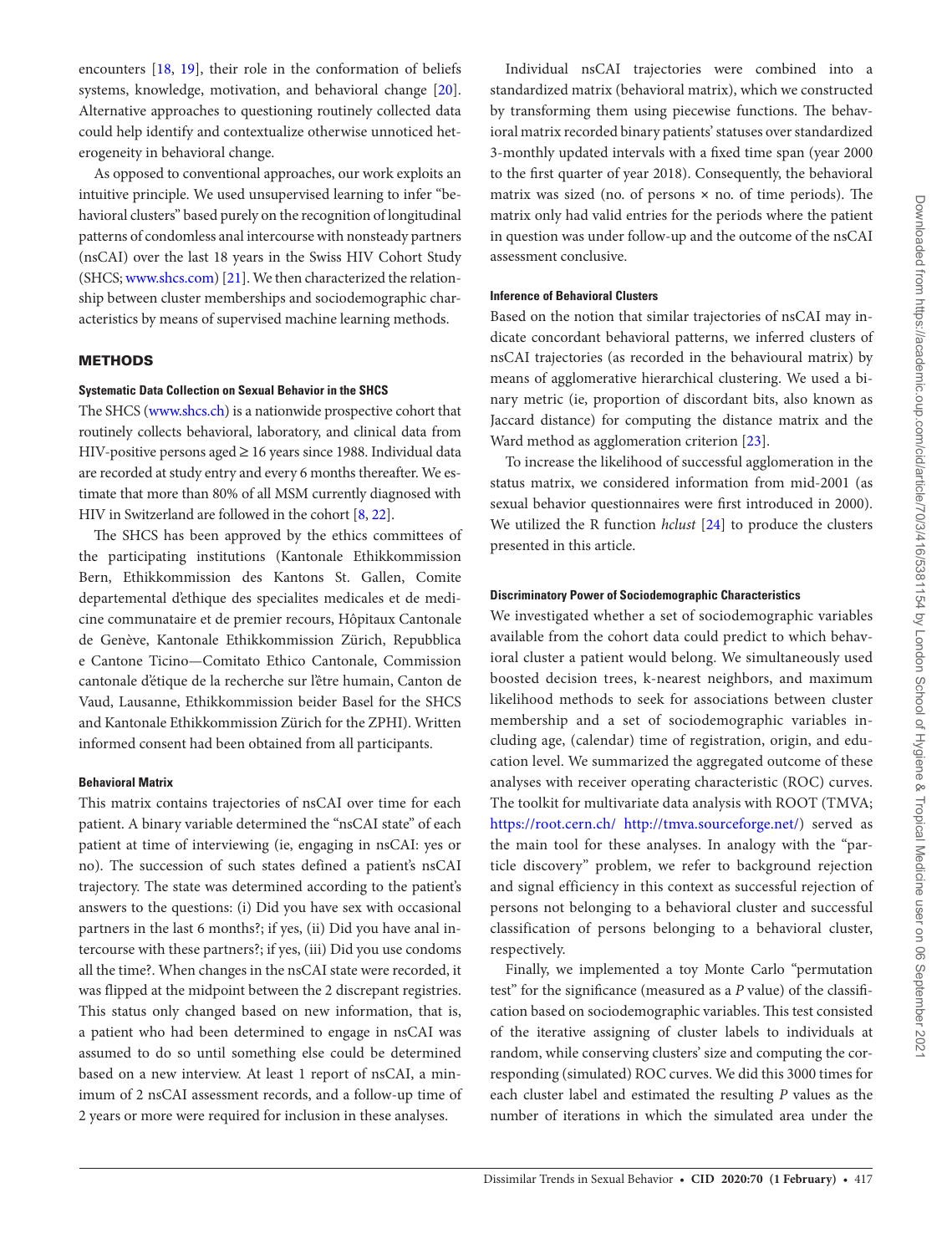encounters [18, 19], their role in the conformation of beliefs systems, knowledge, motivation, and behavioral change [20]. Alternative approaches to questioning routinely collected data could help identify and contextualize otherwise unnoticed heterogeneity in behavioral change.

As opposed to conventional approaches, our work exploits an intuitive principle. We used unsupervised learning to infer "behavioral clusters" based purely on the recognition of longitudinal patterns of condomless anal intercourse with nonsteady partners (nsCAI) over the last 18 years in the Swiss HIV Cohort Study (SHCS; www.shcs.com) [21]. We then characterized the relationship between cluster memberships and sociodemographic characteristics by means of supervised machine learning methods.

## METHODS

### Systematic Data Collection on Sexual Behavior in the SHCS

The SHCS (www.shcs.ch) is a nationwide prospective cohort that routinely collects behavioral, laboratory, and clinical data from HIV-positive persons aged ≥ 16 years since 1988. Individual data are recorded at study entry and every 6 months thereafter. We estimate that more than 80% of all MSM currently diagnosed with HIV in Switzerland are followed in the cohort [8, 22].

The SHCS has been approved by the ethics committees of the participating institutions (Kantonale Ethikkommission Bern, Ethikkommission des Kantons St. Gallen, Comite departemental d'ethique des specialites medicales et de medicine communataire et de premier recours, Hôpitaux Cantonale de Genève, Kantonale Ethikkommission Zürich, Repubblica e Cantone Ticino—Comitato Ethico Cantonale, Commission cantonale d'étique de la recherche sur l'être humain, Canton de Vaud, Lausanne, Ethikkommission beider Basel for the SHCS and Kantonale Ethikkommission Zürich for the ZPHI). Written informed consent had been obtained from all participants.

### Behavioral Matrix

This matrix contains trajectories of nsCAI over time for each patient. A binary variable determined the "nsCAI state" of each patient at time of interviewing (ie, engaging in nsCAI: yes or no). The succession of such states defined a patient's nsCAI trajectory. The state was determined according to the patient's answers to the questions: (i) Did you have sex with occasional partners in the last 6 months?; if yes, (ii) Did you have anal intercourse with these partners?; if yes, (iii) Did you use condoms all the time?. When changes in the nsCAI state were recorded, it was flipped at the midpoint between the 2 discrepant registries. This status only changed based on new information, that is, a patient who had been determined to engage in nsCAI was assumed to do so until something else could be determined based on a new interview. At least 1 report of nsCAI, a minimum of 2 nsCAI assessment records, and a follow-up time of 2 years or more were required for inclusion in these analyses.

Individual nsCAI trajectories were combined into a standardized matrix (behavioral matrix), which we constructed by transforming them using piecewise functions. The behavioral matrix recorded binary patients' statuses over standardized 3-monthly updated intervals with a fixed time span (year 2000 to the first quarter of year 2018). Consequently, the behavioral matrix was sized (no. of persons × no. of time periods). The matrix only had valid entries for the periods where the patient in question was under follow-up and the outcome of the nsCAI assessment conclusive.

### Inference of Behavioral Clusters

Based on the notion that similar trajectories of nsCAI may indicate concordant behavioral patterns, we inferred clusters of nsCAI trajectories (as recorded in the behavioural matrix) by means of agglomerative hierarchical clustering. We used a binary metric (ie, proportion of discordant bits, also known as Jaccard distance) for computing the distance matrix and the Ward method as agglomeration criterion [23].

To increase the likelihood of successful agglomeration in the status matrix, we considered information from mid-2001 (as sexual behavior questionnaires were first introduced in 2000). We utilized the R function *hclust* [24] to produce the clusters presented in this article.

### Discriminatory Power of Sociodemographic Characteristics

We investigated whether a set of sociodemographic variables available from the cohort data could predict to which behavioral cluster a patient would belong. We simultaneously used boosted decision trees, k-nearest neighbors, and maximum likelihood methods to seek for associations between cluster membership and a set of sociodemographic variables including age, (calendar) time of registration, origin, and education level. We summarized the aggregated outcome of these analyses with receiver operating characteristic (ROC) curves. The toolkit for multivariate data analysis with ROOT (TMVA; https://root.cern.ch/ http://tmva.sourceforge.net/) served as the main tool for these analyses. In analogy with the "particle discovery" problem, we refer to background rejection and signal efficiency in this context as successful rejection of persons not belonging to a behavioral cluster and successful classification of persons belonging to a behavioral cluster, respectively.

Finally, we implemented a toy Monte Carlo "permutation test" for the significance (measured as a *P* value) of the classification based on sociodemographic variables. This test consisted of the iterative assigning of cluster labels to individuals at random, while conserving clusters' size and computing the corresponding (simulated) ROC curves. We did this 3000 times for each cluster label and estimated the resulting *P* values as the number of iterations in which the simulated area under the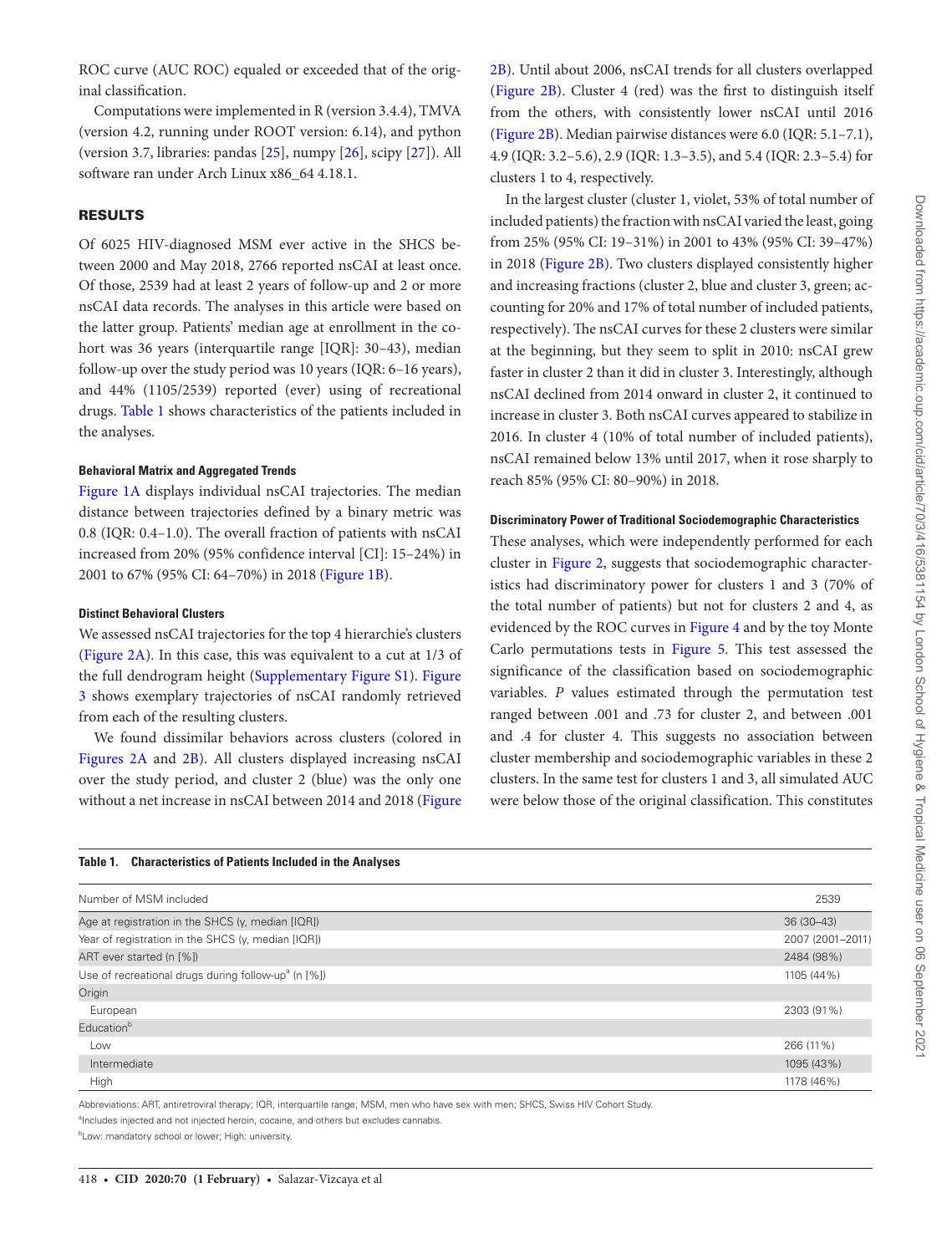ROC curve (AUC ROC) equaled or exceeded that of the original classification.

Computations were implemented in R (version 3.4.4), TMVA (version 4.2, running under ROOT version: 6.14), and python (version 3.7, libraries: pandas [25], numpy [26], scipy [27]). All software ran under Arch Linux x86_64 4.18.1.

## RESULTS

Of 6025 HIV-diagnosed MSM ever active in the SHCS between 2000 and May 2018, 2766 reported nsCAI at least once. Of those, 2539 had at least 2 years of follow-up and 2 or more nsCAI data records. The analyses in this article were based on the latter group. Patients' median age at enrollment in the cohort was 36 years (interquartile range [IQR]: 30–43), median follow-up over the study period was 10 years (IQR: 6–16 years), and 44% (1105/2539) reported (ever) using of recreational drugs. Table 1 shows characteristics of the patients included in the analyses.

### Behavioral Matrix and Aggregated Trends

Figure 1A displays individual nsCAI trajectories. The median distance between trajectories defined by a binary metric was 0.8 (IQR: 0.4–1.0). The overall fraction of patients with nsCAI increased from 20% (95% confidence interval [CI]: 15–24%) in 2001 to 67% (95% CI: 64–70%) in 2018 (Figure 1B).

### Distinct Behavioral Clusters

We assessed nsCAI trajectories for the top 4 hierarchie's clusters (Figure 2A). In this case, this was equivalent to a cut at 1/3 of the full dendrogram height (Supplementary Figure S1). Figure 3 shows exemplary trajectories of nsCAI randomly retrieved from each of the resulting clusters.

We found dissimilar behaviors across clusters (colored in Figures 2A and 2B). All clusters displayed increasing nsCAI over the study period, and cluster 2 (blue) was the only one without a net increase in nsCAI between 2014 and 2018 (Figure 2B). Until about 2006, nsCAI trends for all clusters overlapped (Figure 2B). Cluster 4 (red) was the first to distinguish itself from the others, with consistently lower nsCAI until 2016 (Figure 2B). Median pairwise distances were 6.0 (IQR: 5.1–7.1), 4.9 (IQR: 3.2–5.6), 2.9 (IQR: 1.3–3.5), and 5.4 (IQR: 2.3–5.4) for clusters 1 to 4, respectively.

In the largest cluster (cluster 1, violet, 53% of total number of included patients) the fraction with nsCAI varied the least, going from 25% (95% CI: 19–31%) in 2001 to 43% (95% CI: 39–47%) in 2018 (Figure 2B). Two clusters displayed consistently higher and increasing fractions (cluster 2, blue and cluster 3, green; accounting for 20% and 17% of total number of included patients, respectively). The nsCAI curves for these 2 clusters were similar at the beginning, but they seem to split in 2010: nsCAI grew faster in cluster 2 than it did in cluster 3. Interestingly, although nsCAI declined from 2014 onward in cluster 2, it continued to increase in cluster 3. Both nsCAI curves appeared to stabilize in 2016. In cluster 4 (10% of total number of included patients), nsCAI remained below 13% until 2017, when it rose sharply to reach 85% (95% CI: 80–90%) in 2018.

### Discriminatory Power of Traditional Sociodemographic Characteristics

These analyses, which were independently performed for each cluster in Figure 2, suggests that sociodemographic characteristics had discriminatory power for clusters 1 and 3 (70% of the total number of patients) but not for clusters 2 and 4, as evidenced by the ROC curves in Figure 4 and by the toy Monte Carlo permutations tests in Figure 5. This test assessed the significance of the classification based on sociodemographic variables. *P* values estimated through the permutation test ranged between .001 and .73 for cluster 2, and between .001 and .4 for cluster 4. This suggests no association between cluster membership and sociodemographic variables in these 2 clusters. In the same test for clusters 1 and 3, all simulated AUC were below those of the original classification. This constitutes

**Table 1. Characteristics of Patients Included in the Analyses**

| Number of MSM included | 2539 |
|---|---|
| Age at registration in the SHCS (y, median [IQR]) | 36 (30–43) |
| Year of registration in the SHCS (y, median [IQR]) | 2007 (2001–2011) |
| ART ever started (n [%]) | 2484 (98%) |
| Use of recreational drugs during follow-up[a] (n [%]) | 1105 (44%) |
| Origin | |
| European | 2303 (91%) |
| Education[b] | |
| Low | 266 (11%) |
| Intermediate | 1095 (43%) |
| High | 1178 (46%) |

Abbreviations: ART, antiretroviral therapy; IQR, interquartile range; MSM, men who have sex with men; SHCS, Swiss HIV Cohort Study.

[a]Includes injected and not injected heroin, cocaine, and others but excludes cannabis.

[b]Low: mandatory school or lower; High: university.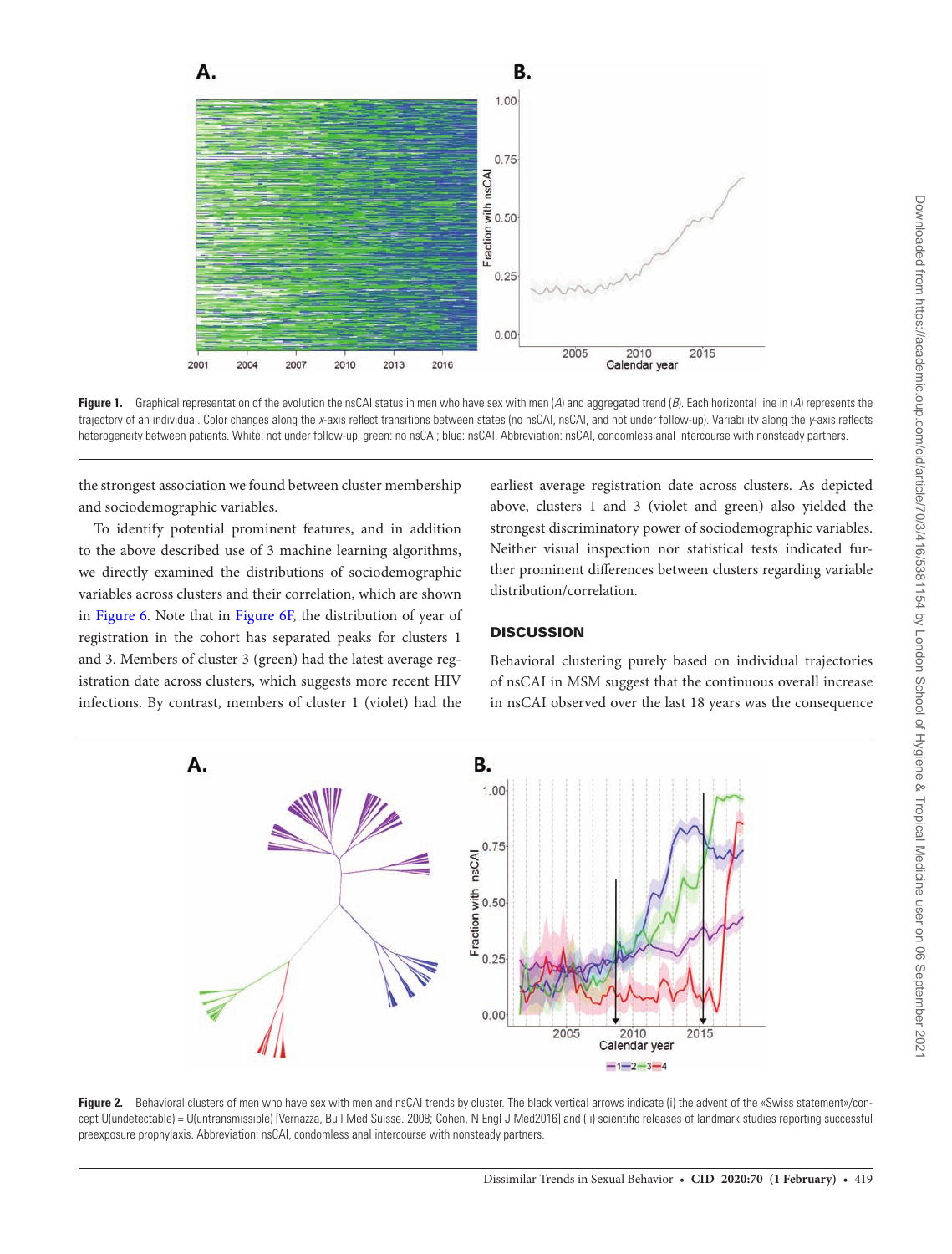Figure 1. Graphical representation of the evolution the nsCAI status in men who have sex with men (*A*) and aggregated trend (*B*). Each horizontal line in (*A*) represents the trajectory of an individual. Color changes along the *x*-axis reflect transitions between states (no nsCAI, nsCAI, and not under follow-up). Variability along the *y*-axis reflects heterogeneity between patients. White: not under follow-up, green: no nsCAI; blue: nsCAI. Abbreviation: nsCAI, condomless anal intercourse with nonsteady partners.

the strongest association we found between cluster membership and sociodemographic variables.

To identify potential prominent features, and in addition to the above described use of 3 machine learning algorithms, we directly examined the distributions of sociodemographic variables across clusters and their correlation, which are shown in Figure 6. Note that in Figure 6F, the distribution of year of registration in the cohort has separated peaks for clusters 1 and 3. Members of cluster 3 (green) had the latest average registration date across clusters, which suggests more recent HIV infections. By contrast, members of cluster 1 (violet) had the earliest average registration date across clusters. As depicted above, clusters 1 and 3 (violet and green) also yielded the strongest discriminatory power of sociodemographic variables. Neither visual inspection nor statistical tests indicated further prominent differences between clusters regarding variable distribution/correlation.

## DISCUSSION

Behavioral clustering purely based on individual trajectories of nsCAI in MSM suggest that the continuous overall increase in nsCAI observed over the last 18 years was the consequence

Figure 2. Behavioral clusters of men who have sex with men and nsCAI trends by cluster. The black vertical arrows indicate (i) the advent of the «Swiss statement»/concept U(undetectable) = U(untransmissible) [Vernazza, Bull Med Suisse. 2008; Cohen, N Engl J Med2016] and (ii) scientific releases of landmark studies reporting successful preexposure prophylaxis. Abbreviation: nsCAI, condomless anal intercourse with nonsteady partners.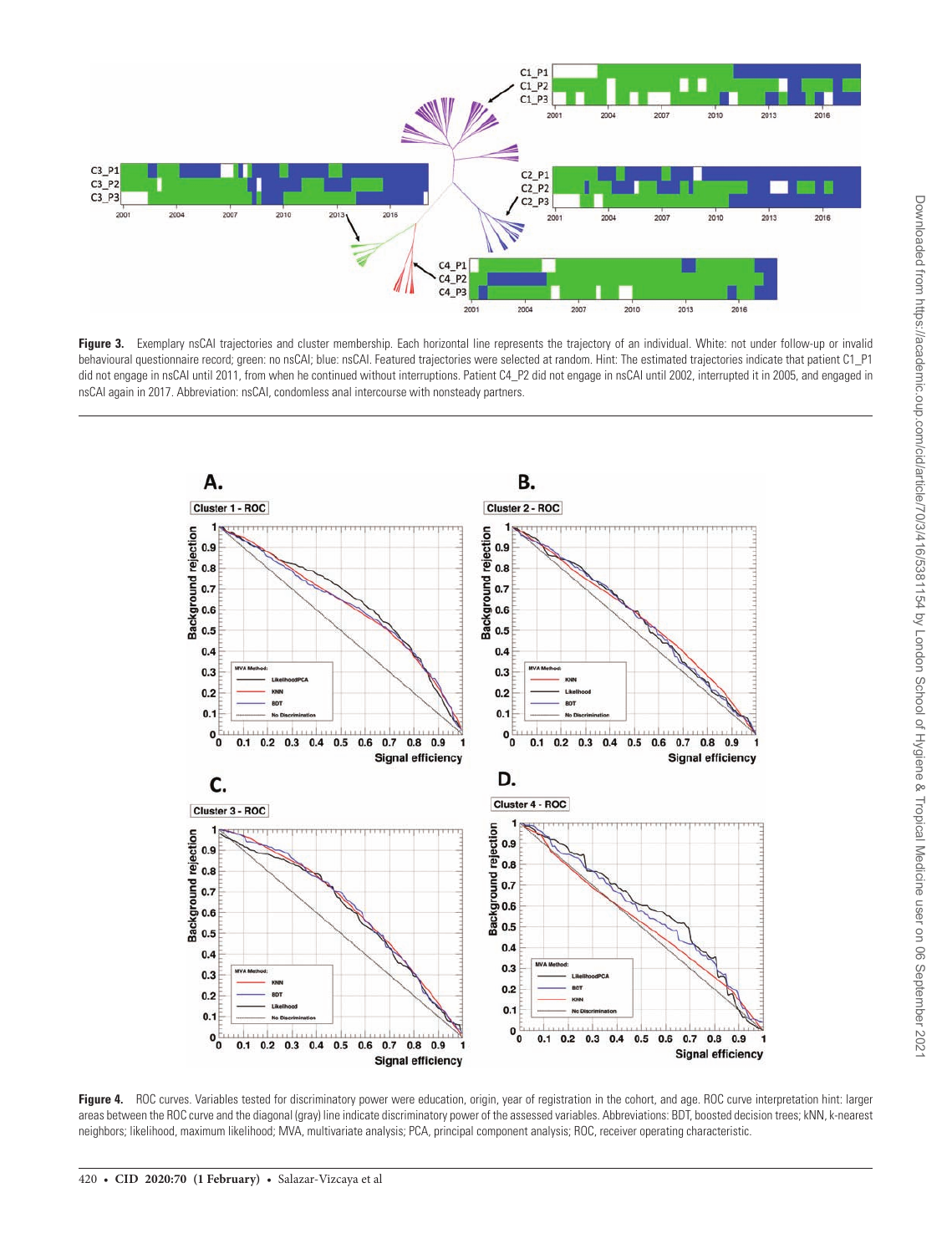**Figure 3.** Exemplary nsCAI trajectories and cluster membership. Each horizontal line represents the trajectory of an individual. White: not under follow-up or invalid behavioural questionnaire record; green: no nsCAI; blue: nsCAI. Featured trajectories were selected at random. Hint: The estimated trajectories indicate that patient C1_P1 did not engage in nsCAI until 2011, from when he continued without interruptions. Patient C4_P2 did not engage in nsCAI until 2002, interrupted it in 2005, and engaged in nsCAI again in 2017. Abbreviation: nsCAI, condomless anal intercourse with nonsteady partners.

**Figure 4.** ROC curves. Variables tested for discriminatory power were education, origin, year of registration in the cohort, and age. ROC curve interpretation hint: larger areas between the ROC curve and the diagonal (gray) line indicate discriminatory power of the assessed variables. Abbreviations: BDT, boosted decision trees; kNN, k-nearest neighbors; likelihood, maximum likelihood; MVA, multivariate analysis; PCA, principal component analysis; ROC, receiver operating characteristic.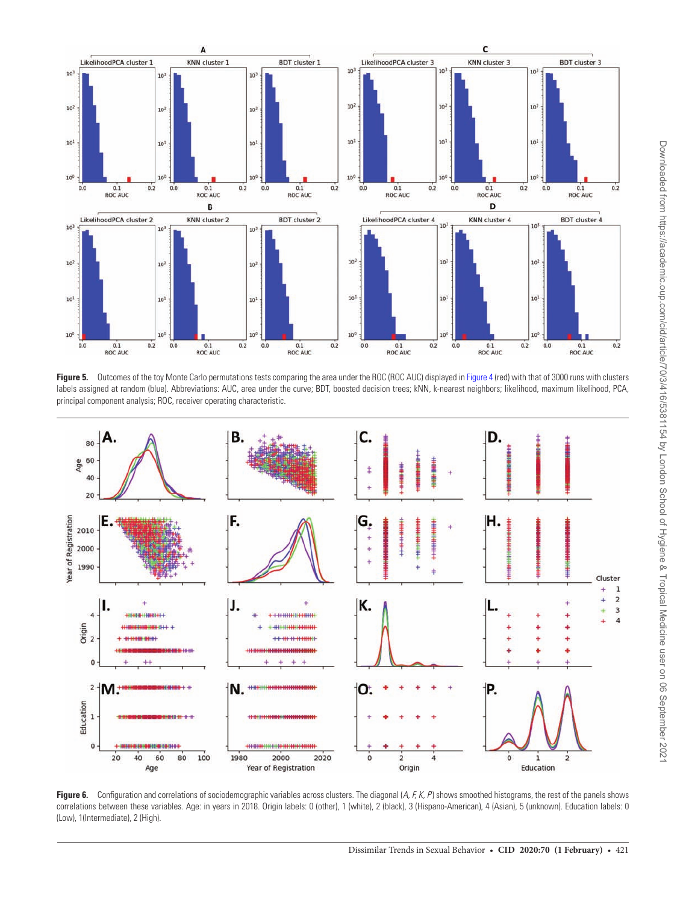**Figure 5.** Outcomes of the toy Monte Carlo permutations tests comparing the area under the ROC (ROC AUC) displayed in Figure 4 (red) with that of 3000 runs with clusters labels assigned at random (blue). Abbreviations: AUC, area under the curve; BDT, boosted decision trees; kNN, k-nearest neighbors; likelihood, maximum likelihood, PCA, principal component analysis; ROC, receiver operating characteristic.

**Figure 6.** Configuration and correlations of sociodemographic variables across clusters. The diagonal (*A, F, K, P*) shows smoothed histograms, the rest of the panels shows correlations between these variables. Age: in years in 2018. Origin labels: 0 (other), 1 (white), 2 (black), 3 (Hispano-American), 4 (Asian), 5 (unknown). Education labels: 0 (Low), 1(Intermediate), 2 (High).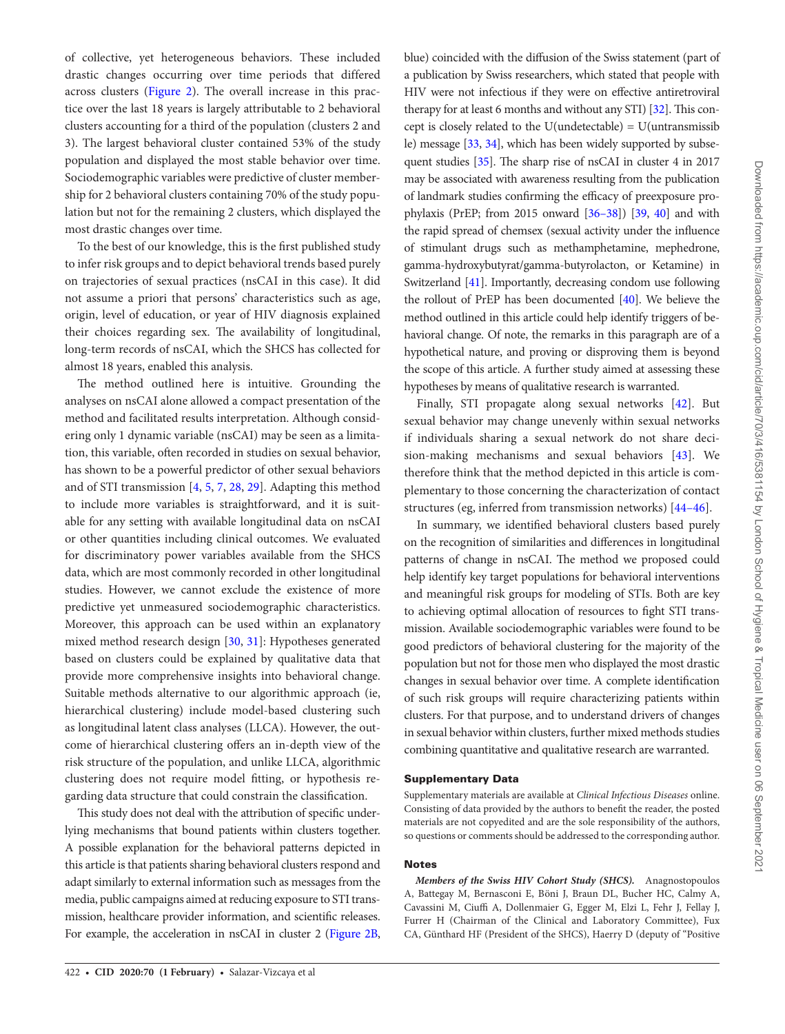of collective, yet heterogeneous behaviors. These included drastic changes occurring over time periods that differed across clusters (Figure 2). The overall increase in this practice over the last 18 years is largely attributable to 2 behavioral clusters accounting for a third of the population (clusters 2 and 3). The largest behavioral cluster contained 53% of the study population and displayed the most stable behavior over time. Sociodemographic variables were predictive of cluster membership for 2 behavioral clusters containing 70% of the study population but not for the remaining 2 clusters, which displayed the most drastic changes over time.

To the best of our knowledge, this is the first published study to infer risk groups and to depict behavioral trends based purely on trajectories of sexual practices (nsCAI in this case). It did not assume a priori that persons' characteristics such as age, origin, level of education, or year of HIV diagnosis explained their choices regarding sex. The availability of longitudinal, long-term records of nsCAI, which the SHCS has collected for almost 18 years, enabled this analysis.

The method outlined here is intuitive. Grounding the analyses on nsCAI alone allowed a compact presentation of the method and facilitated results interpretation. Although considering only 1 dynamic variable (nsCAI) may be seen as a limitation, this variable, often recorded in studies on sexual behavior, has shown to be a powerful predictor of other sexual behaviors and of STI transmission [4, 5, 7, 28, 29]. Adapting this method to include more variables is straightforward, and it is suitable for any setting with available longitudinal data on nsCAI or other quantities including clinical outcomes. We evaluated for discriminatory power variables available from the SHCS data, which are most commonly recorded in other longitudinal studies. However, we cannot exclude the existence of more predictive yet unmeasured sociodemographic characteristics. Moreover, this approach can be used within an explanatory mixed method research design [30, 31]: Hypotheses generated based on clusters could be explained by qualitative data that provide more comprehensive insights into behavioral change. Suitable methods alternative to our algorithmic approach (ie, hierarchical clustering) include model-based clustering such as longitudinal latent class analyses (LLCA). However, the outcome of hierarchical clustering offers an in-depth view of the risk structure of the population, and unlike LLCA, algorithmic clustering does not require model fitting, or hypothesis regarding data structure that could constrain the classification.

This study does not deal with the attribution of specific underlying mechanisms that bound patients within clusters together. A possible explanation for the behavioral patterns depicted in this article is that patients sharing behavioral clusters respond and adapt similarly to external information such as messages from the media, public campaigns aimed at reducing exposure to STI transmission, healthcare provider information, and scientific releases. For example, the acceleration in nsCAI in cluster 2 (Figure 2B, blue) coincided with the diffusion of the Swiss statement (part of a publication by Swiss researchers, which stated that people with HIV were not infectious if they were on effective antiretroviral therapy for at least 6 months and without any STI) [32]. This concept is closely related to the U(undetectable) = U(untransmissible) message [33, 34], which has been widely supported by subsequent studies [35]. The sharp rise of nsCAI in cluster 4 in 2017 may be associated with awareness resulting from the publication of landmark studies confirming the efficacy of preexposure prophylaxis (PrEP; from 2015 onward [36–38]) [39, 40] and with the rapid spread of chemsex (sexual activity under the influence of stimulant drugs such as methamphetamine, mephedrone, gamma-hydroxybutyrat/gamma-butyrolacton, or Ketamine) in Switzerland [41]. Importantly, decreasing condom use following the rollout of PrEP has been documented [40]. We believe the method outlined in this article could help identify triggers of behavioral change. Of note, the remarks in this paragraph are of a hypothetical nature, and proving or disproving them is beyond the scope of this article. A further study aimed at assessing these hypotheses by means of qualitative research is warranted.

Finally, STI propagate along sexual networks [42]. But sexual behavior may change unevenly within sexual networks if individuals sharing a sexual network do not share decision-making mechanisms and sexual behaviors [43]. We therefore think that the method depicted in this article is complementary to those concerning the characterization of contact structures (eg, inferred from transmission networks) [44–46].

In summary, we identified behavioral clusters based purely on the recognition of similarities and differences in longitudinal patterns of change in nsCAI. The method we proposed could help identify key target populations for behavioral interventions and meaningful risk groups for modeling of STIs. Both are key to achieving optimal allocation of resources to fight STI transmission. Available sociodemographic variables were found to be good predictors of behavioral clustering for the majority of the population but not for those men who displayed the most drastic changes in sexual behavior over time. A complete identification of such risk groups will require characterizing patients within clusters. For that purpose, and to understand drivers of changes in sexual behavior within clusters, further mixed methods studies combining quantitative and qualitative research are warranted.

## Supplementary Data

Supplementary materials are available at *Clinical Infectious Diseases* online. Consisting of data provided by the authors to benefit the reader, the posted materials are not copyedited and are the sole responsibility of the authors, so questions or comments should be addressed to the corresponding author.

## Notes

***Members of the Swiss HIV Cohort Study (SHCS).*** Anagnostopoulos A, Battegay M, Bernasconi E, Böni J, Braun DL, Bucher HC, Calmy A, Cavassini M, Ciuffi A, Dollenmaier G, Egger M, Elzi L, Fehr J, Fellay J, Furrer H (Chairman of the Clinical and Laboratory Committee), Fux CA, Günthard HF (President of the SHCS), Haerry D (deputy of "Positive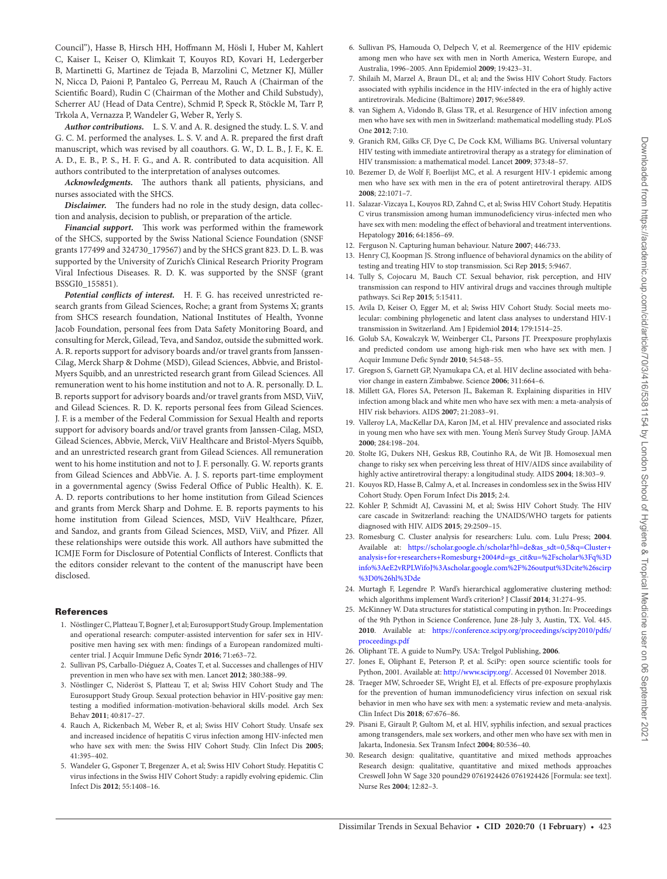Council"), Hasse B, Hirsch HH, Hoffmann M, Hösli I, Huber M, Kahlert C, Kaiser L, Keiser O, Klimkait T, Kouyos RD, Kovari H, Ledergerber B, Martinetti G, Martinez de Tejada B, Marzolini C, Metzner KJ, Müller N, Nicca D, Paioni P, Pantaleo G, Perreau M, Rauch A (Chairman of the Scientific Board), Rudin C (Chairman of the Mother and Child Substudy), Scherrer AU (Head of Data Centre), Schmid P, Speck R, Stöckle M, Tarr P, Trkola A, Vernazza P, Wandeler G, Weber R, Yerly S.

***Author contributions.*** L. S. V. and A. R. designed the study. L. S. V. and G. C. M. performed the analyses. L. S. V. and A. R. prepared the first draft manuscript, which was revised by all coauthors. G. W., D. L. B., J. F., K. E. A. D., E. B., P. S., H. F. G., and A. R. contributed to data acquisition. All authors contributed to the interpretation of analyses outcomes.

***Acknowledgments.*** The authors thank all patients, physicians, and nurses associated with the SHCS.

***Disclaimer.*** The funders had no role in the study design, data collection and analysis, decision to publish, or preparation of the article.

***Financial support.*** This work was performed within the framework of the SHCS, supported by the Swiss National Science Foundation (SNSF grants 177499 and 324730_179567) and by the SHCS grant 823. D. L. B. was supported by the University of Zurich's Clinical Research Priority Program Viral Infectious Diseases. R. D. K. was supported by the SNSF (grant BSSGI0_155851).

***Potential conflicts of interest.*** H. F. G. has received unrestricted research grants from Gilead Sciences, Roche; a grant from Systems X; grants from SHCS research foundation, National Institutes of Health, Yvonne Jacob Foundation, personal fees from Data Safety Monitoring Board, and consulting for Merck, Gilead, Teva, and Sandoz, outside the submitted work. A. R. reports support for advisory boards and/or travel grants from Janssen-Cilag, Merck Sharp & Dohme (MSD), Gilead Sciences, Abbvie, and Bristol-Myers Squibb, and an unrestricted research grant from Gilead Sciences. All remuneration went to his home institution and not to A. R. personally. D. L. B. reports support for advisory boards and/or travel grants from MSD, ViiV, and Gilead Sciences. R. D. K. reports personal fees from Gilead Sciences. J. F. is a member of the Federal Commission for Sexual Health and reports support for advisory boards and/or travel grants from Janssen-Cilag, MSD, Gilead Sciences, Abbvie, Merck, ViiV Healthcare and Bristol-Myers Squibb, and an unrestricted research grant from Gilead Sciences. All remuneration went to his home institution and not to J. F. personally. G. W. reports grants from Gilead Sciences and AbbVie. A. J. S. reports part-time employment in a governmental agency (Swiss Federal Office of Public Health). K. E. A. D. reports contributions to her home institution from Gilead Sciences and grants from Merck Sharp and Dohme. E. B. reports payments to his home institution from Gilead Sciences, MSD, ViiV Healthcare, Pfizer, and Sandoz, and grants from Gilead Sciences, MSD, ViiV, and Pfizer. All these relationships were outside this work. All authors have submitted the ICMJE Form for Disclosure of Potential Conflicts of Interest. Conflicts that the editors consider relevant to the content of the manuscript have been disclosed.

## References

1. Nöstlinger C, Platteau T, Bogner J, et al; Eurosupport Study Group. Implementation and operational research: computer-assisted intervention for safer sex in HIV-positive men having sex with men: findings of a European randomized multi-center trial. J Acquir Immune Defic Syndr **2016**; 71:e63–72.
2. Sullivan PS, Carballo-Diéguez A, Coates T, et al. Successes and challenges of HIV prevention in men who have sex with men. Lancet **2012**; 380:388–99.
3. Nöstlinger C, Nideröst S, Platteau T, et al; Swiss HIV Cohort Study and The Eurosupport Study Group. Sexual protection behavior in HIV-positive gay men: testing a modified information-motivation-behavioral skills model. Arch Sex Behav **2011**; 40:817–27.
4. Rauch A, Rickenbach M, Weber R, et al; Swiss HIV Cohort Study. Unsafe sex and increased incidence of hepatitis C virus infection among HIV-infected men who have sex with men: the Swiss HIV Cohort Study. Clin Infect Dis **2005**; 41:395–402.
5. Wandeler G, Gsponer T, Bregenzer A, et al; Swiss HIV Cohort Study. Hepatitis C virus infections in the Swiss HIV Cohort Study: a rapidly evolving epidemic. Clin Infect Dis **2012**; 55:1408–16.
6. Sullivan PS, Hamouda O, Delpech V, et al. Reemergence of the HIV epidemic among men who have sex with men in North America, Western Europe, and Australia, 1996–2005. Ann Epidemiol **2009**; 19:423–31.
7. Shilaih M, Marzel A, Braun DL, et al; and the Swiss HIV Cohort Study. Factors associated with syphilis incidence in the HIV-infected in the era of highly active antiretrovirals. Medicine (Baltimore) **2017**; 96:e5849.
8. van Sighem A, Vidondo B, Glass TR, et al. Resurgence of HIV infection among men who have sex with men in Switzerland: mathematical modelling study. PLoS One **2012**; 7:10.
9. Granich RM, Gilks CF, Dye C, De Cock KM, Williams BG. Universal voluntary HIV testing with immediate antiretroviral therapy as a strategy for elimination of HIV transmission: a mathematical model. Lancet **2009**; 373:48–57.
10. Bezemer D, de Wolf F, Boerlijst MC, et al. A resurgent HIV-1 epidemic among men who have sex with men in the era of potent antiretroviral therapy. AIDS **2008**; 22:1071–7.
11. Salazar-Vizcaya L, Kouyos RD, Zahnd C, et al; Swiss HIV Cohort Study. Hepatitis C virus transmission among human immunodeficiency virus-infected men who have sex with men: modeling the effect of behavioral and treatment interventions. Hepatology **2016**; 64:1856–69.
12. Ferguson N. Capturing human behaviour. Nature **2007**; 446:733.
13. Henry CJ, Koopman JS. Strong influence of behavioral dynamics on the ability of testing and treating HIV to stop transmission. Sci Rep **2015**; 5:9467.
14. Tully S, Cojocaru M, Bauch CT. Sexual behavior, risk perception, and HIV transmission can respond to HIV antiviral drugs and vaccines through multiple pathways. Sci Rep **2015**; 5:15411.
15. Avila D, Keiser O, Egger M, et al; Swiss HIV Cohort Study. Social meets molecular: combining phylogenetic and latent class analyses to understand HIV-1 transmission in Switzerland. Am J Epidemiol **2014**; 179:1514–25.
16. Golub SA, Kowalczyk W, Weinberger CL, Parsons JT. Preexposure prophylaxis and predicted condom use among high-risk men who have sex with men. J Acquir Immune Defic Syndr **2010**; 54:548–55.
17. Gregson S, Garnett GP, Nyamukapa CA, et al. HIV decline associated with behavior change in eastern Zimbabwe. Science **2006**; 311:664–6.
18. Millett GA, Flores SA, Peterson JL, Bakeman R. Explaining disparities in HIV infection among black and white men who have sex with men: a meta-analysis of HIV risk behaviors. AIDS **2007**; 21:2083–91.
19. Valleroy LA, MacKellar DA, Karon JM, et al. HIV prevalence and associated risks in young men who have sex with men. Young Men's Survey Study Group. JAMA **2000**; 284:198–204.
20. Stolte IG, Dukers NH, Geskus RB, Coutinho RA, de Wit JB. Homosexual men change to risky sex when perceiving less threat of HIV/AIDS since availability of highly active antiretroviral therapy: a longitudinal study. AIDS **2004**; 18:303–9.
21. Kouyos RD, Hasse B, Calmy A, et al. Increases in condomless sex in the Swiss HIV Cohort Study. Open Forum Infect Dis **2015**; 2:4.
22. Kohler P, Schmidt AJ, Cavassini M, et al; Swiss HIV Cohort Study. The HIV care cascade in Switzerland: reaching the UNAIDS/WHO targets for patients diagnosed with HIV. AIDS **2015**; 29:2509–15.
23. Romesburg C. Cluster analysis for researchers: Lulu. com. Lulu Press; **2004**. Available at: https://scholar.google.ch/scholar?hl=de&as_sdt=0,5&q=Cluster+analysis+for+researchers+Romesburg+2004#d=gs_cit&u=%2Fscholar%3Fq%3Dinfo%3AeE2vRPLWifoJ%3Ascholar.google.com%2F%26output%3Dcite%26scirp%3D0%26hl%3Dde
24. Murtagh F, Legendre P. Ward's hierarchical agglomerative clustering method: which algorithms implement Ward's criterion? J Classif **2014**; 31:274–95.
25. McKinney W. Data structures for statistical computing in python. In: Proceedings of the 9th Python in Science Conference, June 28-July 3, Austin, TX. Vol. 445. **2010**. Available at: https://conference.scipy.org/proceedings/scipy2010/pdfs/proceedings.pdf
26. Oliphant TE. A guide to NumPy. USA: Trelgol Publishing, **2006**.
27. Jones E, Oliphant E, Peterson P, et al. SciPy: open source scientific tools for Python, 2001. Available at: http://www.scipy.org/. Accessed 01 November 2018.
28. Traeger MW, Schroeder SE, Wright EJ, et al. Effects of pre-exposure prophylaxis for the prevention of human immunodeficiency virus infection on sexual risk behavior in men who have sex with men: a systematic review and meta-analysis. Clin Infect Dis **2018**; 67:676–86.
29. Pisani E, Girault P, Gultom M, et al. HIV, syphilis infection, and sexual practices among transgenders, male sex workers, and other men who have sex with men in Jakarta, Indonesia. Sex Transm Infect **2004**; 80:536–40.
30. Research design: qualitative, quantitative and mixed methods approaches Research design: qualitative, quantitative and mixed methods approaches Creswell John W Sage 320 pound29 0761924426 0761924426 [Formula: see text]. Nurse Res **2004**; 12:82–3.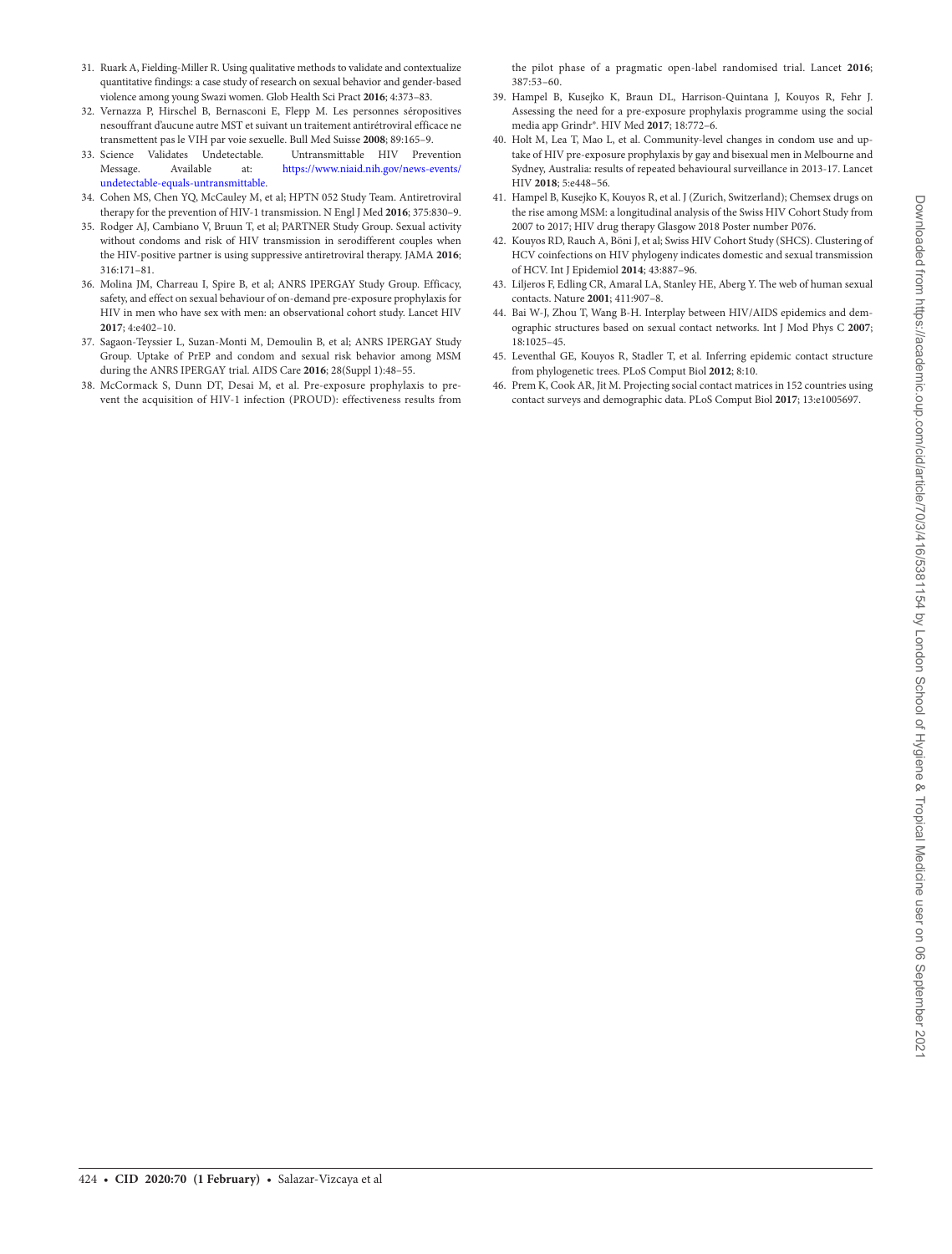31. Ruark A, Fielding-Miller R. Using qualitative methods to validate and contextualize quantitative findings: a case study of research on sexual behavior and gender-based violence among young Swazi women. Glob Health Sci Pract **2016**; 4:373–83.
32. Vernazza P, Hirschel B, Bernasconi E, Flepp M. Les personnes séropositives nesouffrant d'aucune autre MST et suivant un traitement antirétroviral efficace ne transmettent pas le VIH par voie sexuelle. Bull Med Suisse **2008**; 89:165–9.
33. Science Validates Undetectable. Untransmittable HIV Prevention Message. Available at: https://www.niaid.nih.gov/news-events/undetectable-equals-untransmittable.
34. Cohen MS, Chen YQ, McCauley M, et al; HPTN 052 Study Team. Antiretroviral therapy for the prevention of HIV-1 transmission. N Engl J Med **2016**; 375:830–9.
35. Rodger AJ, Cambiano V, Bruun T, et al; PARTNER Study Group. Sexual activity without condoms and risk of HIV transmission in serodifferent couples when the HIV-positive partner is using suppressive antiretroviral therapy. JAMA **2016**; 316:171–81.
36. Molina JM, Charreau I, Spire B, et al; ANRS IPERGAY Study Group. Efficacy, safety, and effect on sexual behaviour of on-demand pre-exposure prophylaxis for HIV in men who have sex with men: an observational cohort study. Lancet HIV **2017**; 4:e402–10.
37. Sagaon-Teyssier L, Suzan-Monti M, Demoulin B, et al; ANRS IPERGAY Study Group. Uptake of PrEP and condom and sexual risk behavior among MSM during the ANRS IPERGAY trial. AIDS Care **2016**; 28(Suppl 1):48–55.
38. McCormack S, Dunn DT, Desai M, et al. Pre-exposure prophylaxis to prevent the acquisition of HIV-1 infection (PROUD): effectiveness results from the pilot phase of a pragmatic open-label randomised trial. Lancet **2016**; 387:53–60.
39. Hampel B, Kusejko K, Braun DL, Harrison-Quintana J, Kouyos R, Fehr J. Assessing the need for a pre-exposure prophylaxis programme using the social media app Grindr®. HIV Med **2017**; 18:772–6.
40. Holt M, Lea T, Mao L, et al. Community-level changes in condom use and uptake of HIV pre-exposure prophylaxis by gay and bisexual men in Melbourne and Sydney, Australia: results of repeated behavioural surveillance in 2013-17. Lancet HIV **2018**; 5:e448–56.
41. Hampel B, Kusejko K, Kouyos R, et al. J (Zurich, Switzerland); Chemsex drugs on the rise among MSM: a longitudinal analysis of the Swiss HIV Cohort Study from 2007 to 2017; HIV drug therapy Glasgow 2018 Poster number P076.
42. Kouyos RD, Rauch A, Böni J, et al; Swiss HIV Cohort Study (SHCS). Clustering of HCV coinfections on HIV phylogeny indicates domestic and sexual transmission of HCV. Int J Epidemiol **2014**; 43:887–96.
43. Liljeros F, Edling CR, Amaral LA, Stanley HE, Aberg Y. The web of human sexual contacts. Nature **2001**; 411:907–8.
44. Bai W-J, Zhou T, Wang B-H. Interplay between HIV/AIDS epidemics and demographic structures based on sexual contact networks. Int J Mod Phys C **2007**; 18:1025–45.
45. Leventhal GE, Kouyos R, Stadler T, et al. Inferring epidemic contact structure from phylogenetic trees. PLoS Comput Biol **2012**; 8:10.
46. Prem K, Cook AR, Jit M. Projecting social contact matrices in 152 countries using contact surveys and demographic data. PLoS Comput Biol **2017**; 13:e1005697.